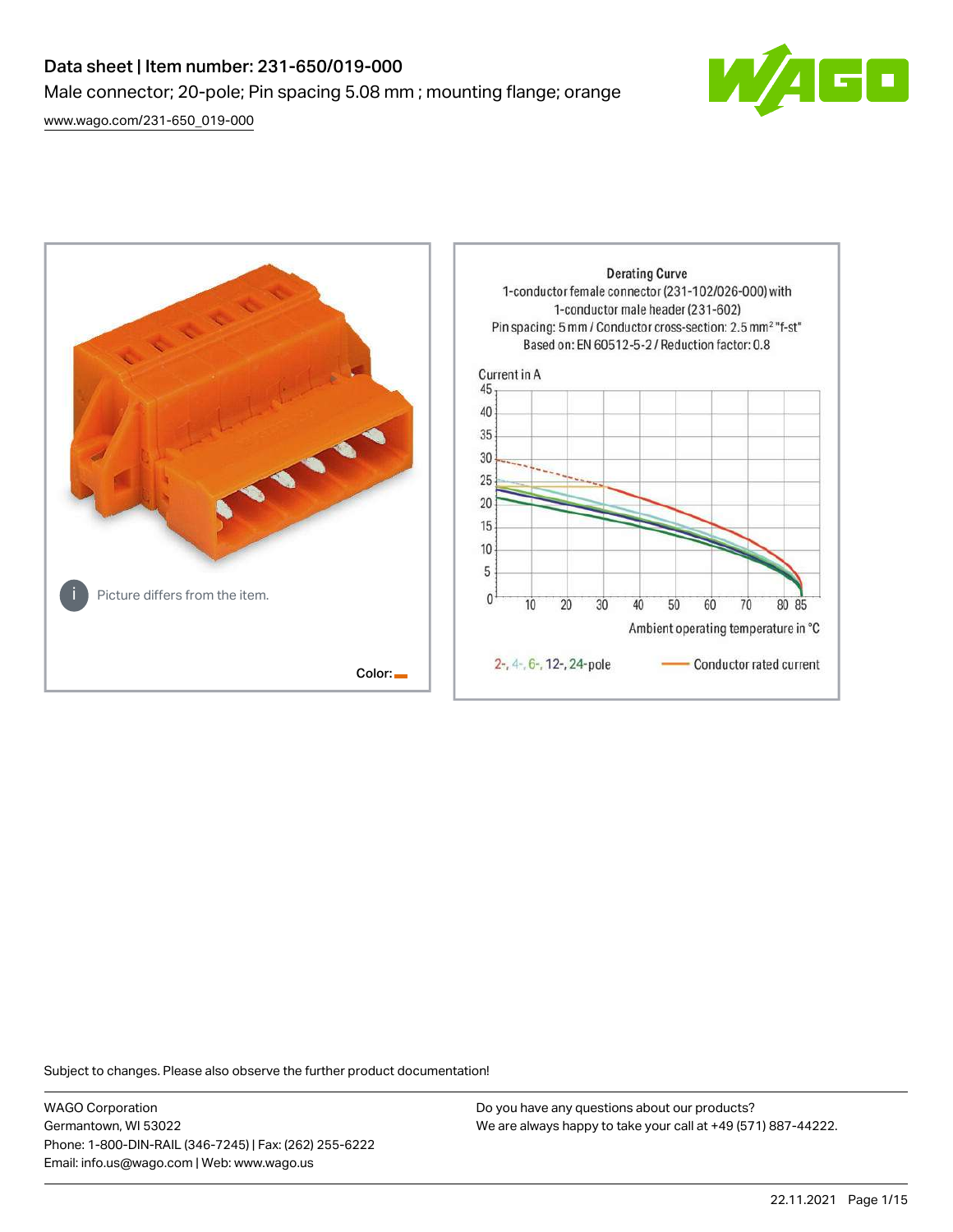# Data sheet | Item number: 231-650/019-000

Male connector; 20-pole; Pin spacing 5.08 mm ; mounting flange; orange

[www.wago.com/231-650_019-000](http://www.wago.com/231-650_019-000)

Picture differs from the item.

Color:

Derating Curve
1-conductor female connector (231-102/026-000) with
1-conductor male header (231-602)
Pin spacing: 5 mm / Conductor cross-section: 2.5 mm² "f-st"
Based on: EN 60512-5-2 / Reduction factor: 0.8

Current in A

Ambient operating temperature in °C

2-, 4-, 6-, 12-, 24-pole — Conductor rated current

Subject to changes. Please also observe the further product documentation!

WAGO Corporation
Germantown, WI 53022
Phone: 1-800-DIN-RAIL (346-7245) | Fax: (262) 255-6222
Email: info.us@wago.com | Web: www.wago.us

Do you have any questions about our products?
We are always happy to take your call at +49 (571) 887-44222.

22.11.2021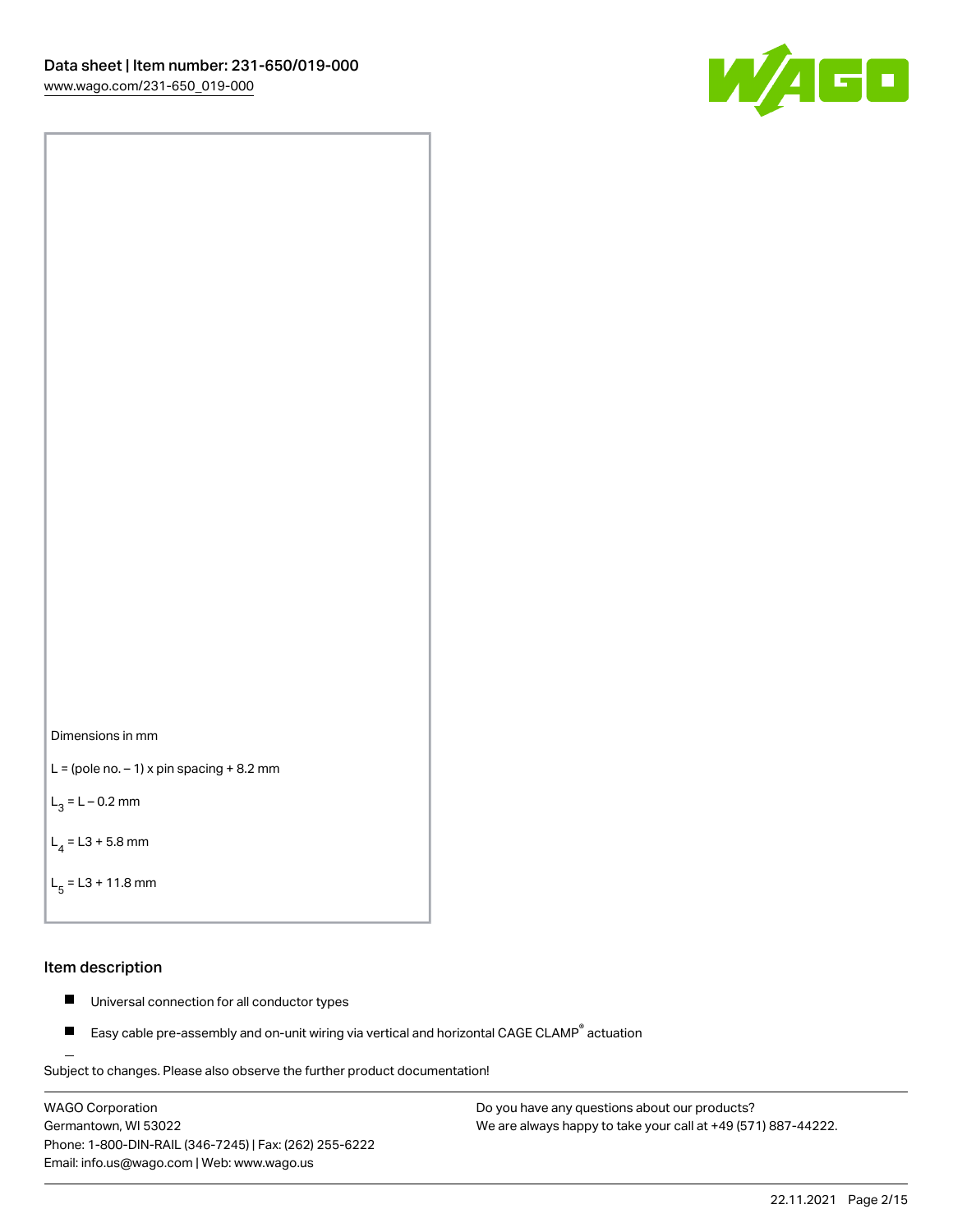Dimensions in mm

L = (pole no. – 1) x pin spacing + 8.2 mm

$L_3$ = L – 0.2 mm

$L_4$ = L3 + 5.8 mm

$L_5$ = L3 + 11.8 mm

## Item description

- Universal connection for all conductor types
- Easy cable pre-assembly and on-unit wiring via vertical and horizontal CAGE CLAMP® actuation

Subject to changes. Please also observe the further product documentation!

WAGO Corporation
Germantown, WI 53022
Phone: 1-800-DIN-RAIL (346-7245) | Fax: (262) 255-6222
Email: info.us@wago.com | Web: www.wago.us

Do you have any questions about our products?
We are always happy to take your call at +49 (571) 887-44222.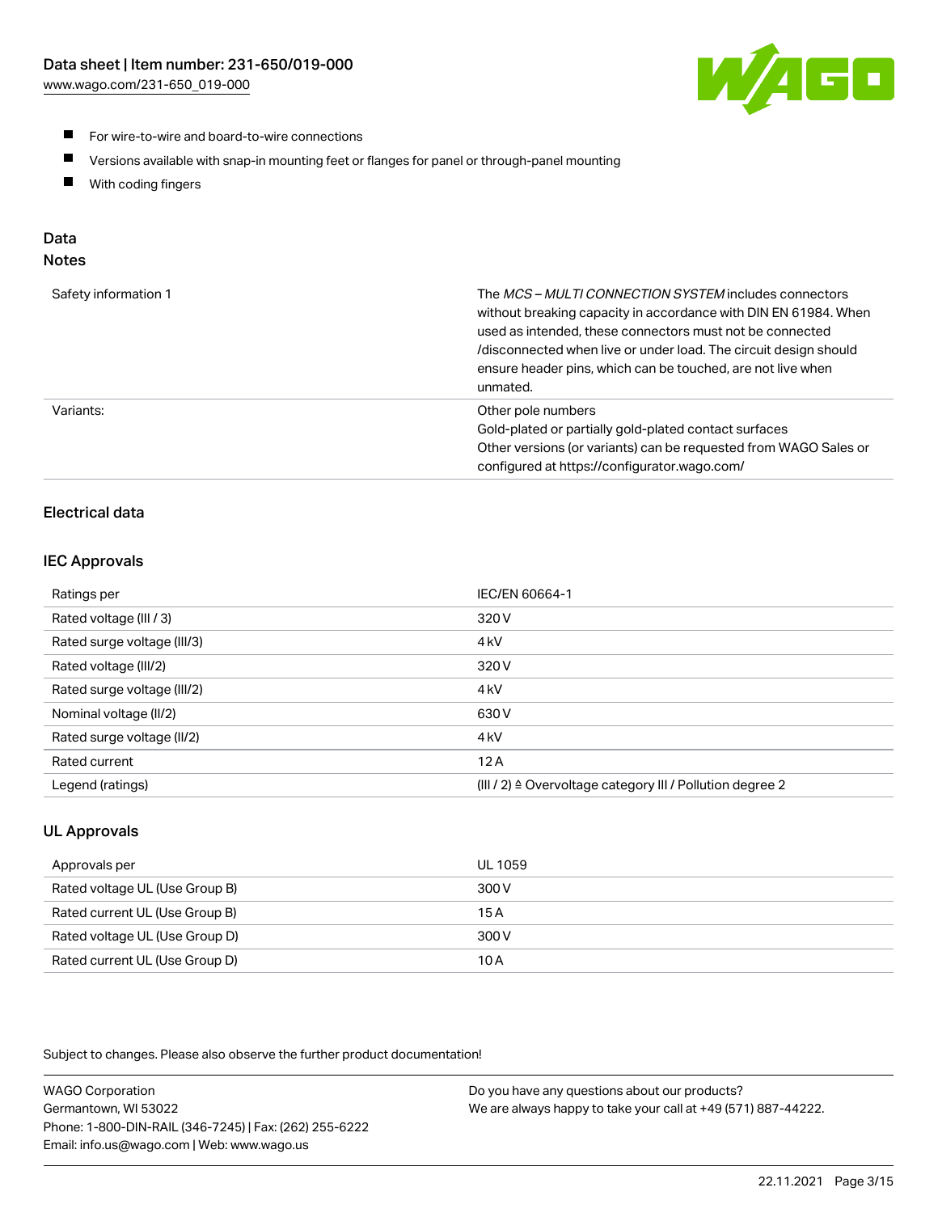- For wire-to-wire and board-to-wire connections
- Versions available with snap-in mounting feet or flanges for panel or through-panel mounting
- With coding fingers

## Data
### Notes

| | |
|---|---|
| Safety information 1 | The *MCS – MULTI CONNECTION SYSTEM* includes connectors without breaking capacity in accordance with DIN EN 61984. When used as intended, these connectors must not be connected /disconnected when live or under load. The circuit design should ensure header pins, which can be touched, are not live when unmated. |
| Variants: | Other pole numbers<br>Gold-plated or partially gold-plated contact surfaces<br>Other versions (or variants) can be requested from WAGO Sales or configured at https://configurator.wago.com/ |

### Electrical data

### IEC Approvals

| | |
|---|---|
| Ratings per | IEC/EN 60664-1 |
| Rated voltage (III / 3) | 320 V |
| Rated surge voltage (III/3) | 4 kV |
| Rated voltage (III/2) | 320 V |
| Rated surge voltage (III/2) | 4 kV |
| Nominal voltage (II/2) | 630 V |
| Rated surge voltage (II/2) | 4 kV |
| Rated current | 12 A |
| Legend (ratings) | (III / 2) ≙ Overvoltage category III / Pollution degree 2 |

### UL Approvals

| | |
|---|---|
| Approvals per | UL 1059 |
| Rated voltage UL (Use Group B) | 300 V |
| Rated current UL (Use Group B) | 15 A |
| Rated voltage UL (Use Group D) | 300 V |
| Rated current UL (Use Group D) | 10 A |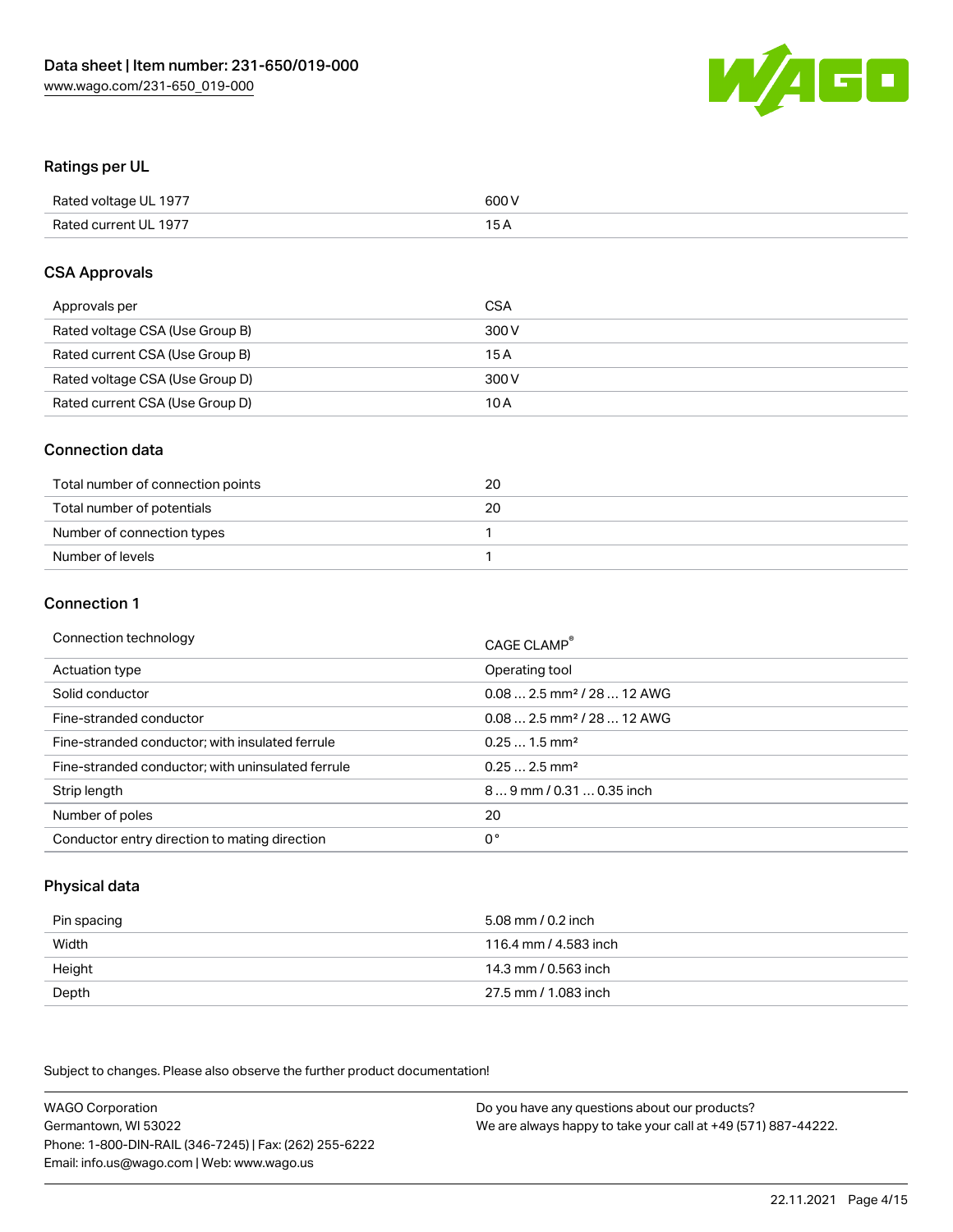## Ratings per UL

| | |
|---|---|
| Rated voltage UL 1977 | 600 V |
| Rated current UL 1977 | 15 A |

## CSA Approvals

| | |
|---|---|
| Approvals per | CSA |
| Rated voltage CSA (Use Group B) | 300 V |
| Rated current CSA (Use Group B) | 15 A |
| Rated voltage CSA (Use Group D) | 300 V |
| Rated current CSA (Use Group D) | 10 A |

## Connection data

| | |
|---|---|
| Total number of connection points | 20 |
| Total number of potentials | 20 |
| Number of connection types | 1 |
| Number of levels | 1 |

## Connection 1

| | |
|---|---|
| Connection technology | CAGE CLAMP® |
| Actuation type | Operating tool |
| Solid conductor | 0.08 … 2.5 mm² / 28 … 12 AWG |
| Fine-stranded conductor | 0.08 … 2.5 mm² / 28 … 12 AWG |
| Fine-stranded conductor; with insulated ferrule | 0.25 … 1.5 mm² |
| Fine-stranded conductor; with uninsulated ferrule | 0.25 … 2.5 mm² |
| Strip length | 8 … 9 mm / 0.31 … 0.35 inch |
| Number of poles | 20 |
| Conductor entry direction to mating direction | 0 ° |

## Physical data

| | |
|---|---|
| Pin spacing | 5.08 mm / 0.2 inch |
| Width | 116.4 mm / 4.583 inch |
| Height | 14.3 mm / 0.563 inch |
| Depth | 27.5 mm / 1.083 inch |

Subject to changes. Please also observe the further product documentation!

WAGO Corporation
Germantown, WI 53022
Phone: 1-800-DIN-RAIL (346-7245) | Fax: (262) 255-6222
Email: info.us@wago.com | Web: www.wago.us

Do you have any questions about our products?
We are always happy to take your call at +49 (571) 887-44222.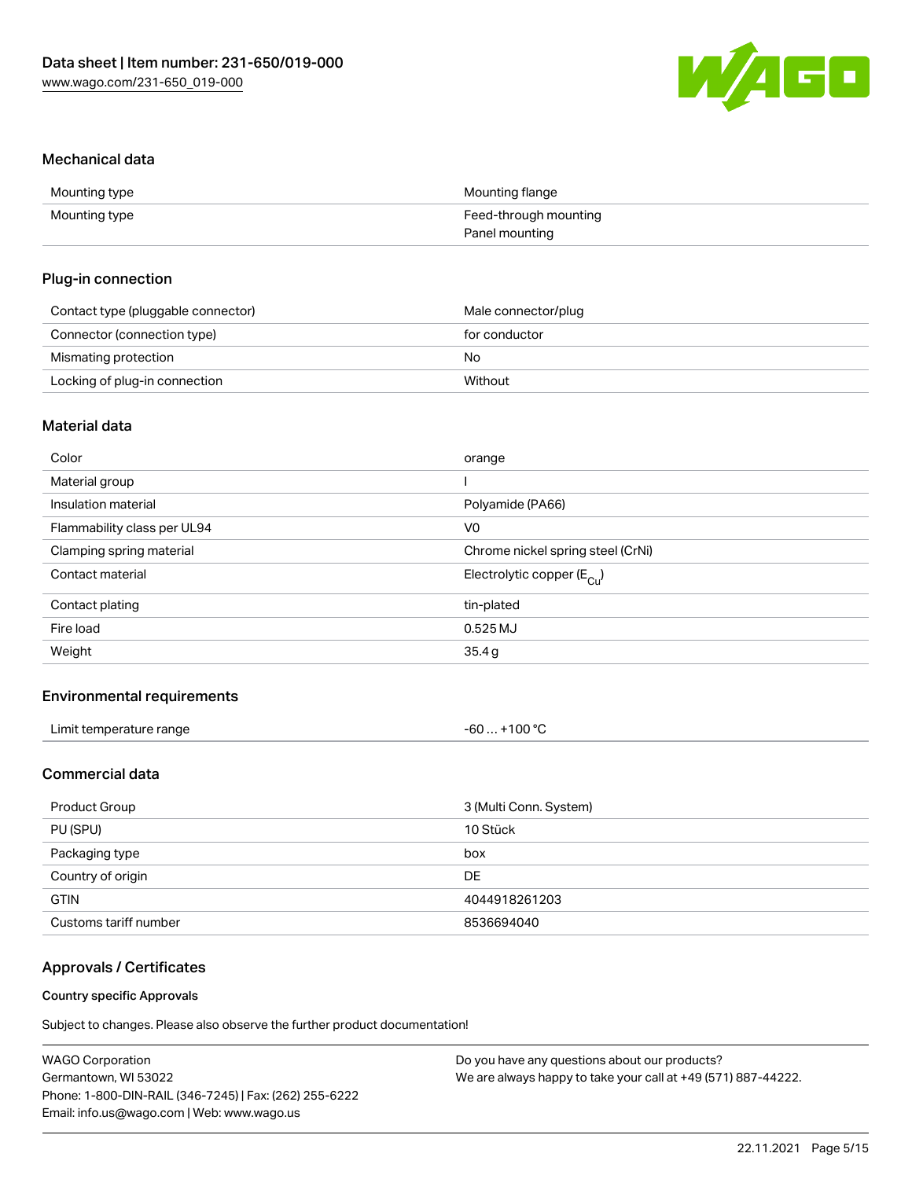## Mechanical data

| Mounting type | Mounting flange |
| --- | --- |
| Mounting type | Feed-through mounting<br>Panel mounting |

## Plug-in connection

| Contact type (pluggable connector) | Male connector/plug |
| --- | --- |
| Connector (connection type) | for conductor |
| Mismating protection | No |
| Locking of plug-in connection | Without |

## Material data

| Color | orange |
| --- | --- |
| Material group | I |
| Insulation material | Polyamide (PA66) |
| Flammability class per UL94 | V0 |
| Clamping spring material | Chrome nickel spring steel (CrNi) |
| Contact material | Electrolytic copper ($E_{Cu}$) |
| Contact plating | tin-plated |
| Fire load | 0.525 MJ |
| Weight | 35.4 g |

## Environmental requirements

| Limit temperature range | -60 … +100 °C |
| --- | --- |

## Commercial data

| Product Group | 3 (Multi Conn. System) |
| --- | --- |
| PU (SPU) | 10 Stück |
| Packaging type | box |
| Country of origin | DE |
| GTIN | 4044918261203 |
| Customs tariff number | 8536694040 |

## Approvals / Certificates

### Country specific Approvals

Subject to changes. Please also observe the further product documentation!

WAGO Corporation
Germantown, WI 53022
Phone: 1-800-DIN-RAIL (346-7245) | Fax: (262) 255-6222
Email: info.us@wago.com | Web: www.wago.us

Do you have any questions about our products?
We are always happy to take your call at +49 (571) 887-44222.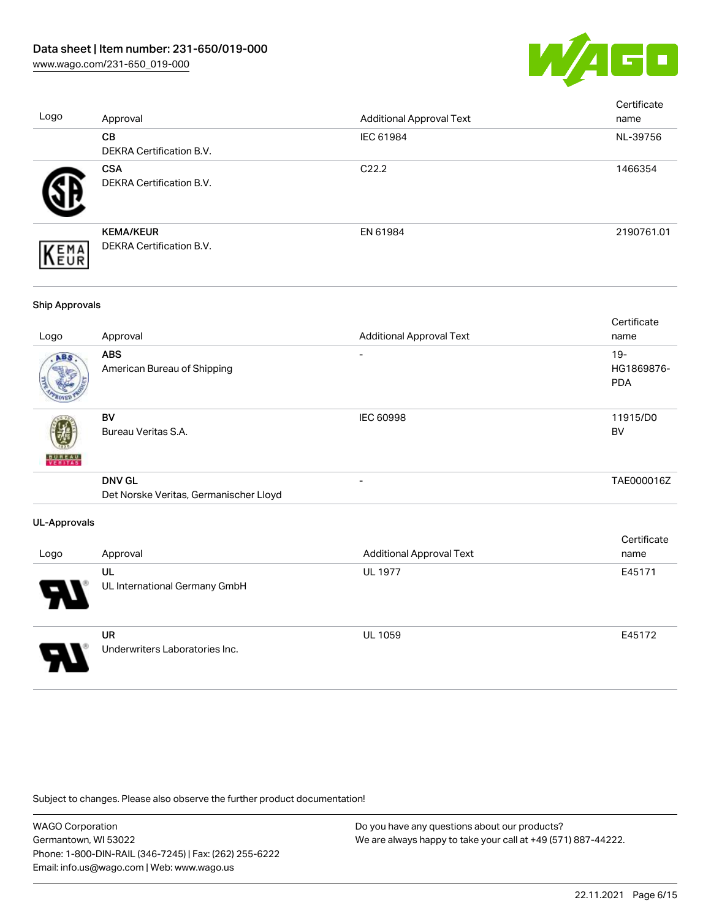| Logo | Approval | Additional Approval Text | Certificate name |
|---|---|---|---|
| | **CB** DEKRA Certification B.V. | IEC 61984 | NL-39756 |
| | **CSA** DEKRA Certification B.V. | C22.2 | 1466354 |
| | **KEMA/KEUR** DEKRA Certification B.V. | EN 61984 | 2190761.01 |

**Ship Approvals**

| Logo | Approval | Additional Approval Text | Certificate name |
|---|---|---|---|
| | **ABS** American Bureau of Shipping | - | 19-HG1869876-PDA |
| | **BV** Bureau Veritas S.A. | IEC 60998 | 11915/D0 BV |
| | **DNV GL** Det Norske Veritas, Germanischer Lloyd | - | TAE000016Z |

**UL-Approvals**

| Logo | Approval | Additional Approval Text | Certificate name |
|---|---|---|---|
| | **UL** UL International Germany GmbH | UL 1977 | E45171 |
| | **UR** Underwriters Laboratories Inc. | UL 1059 | E45172 |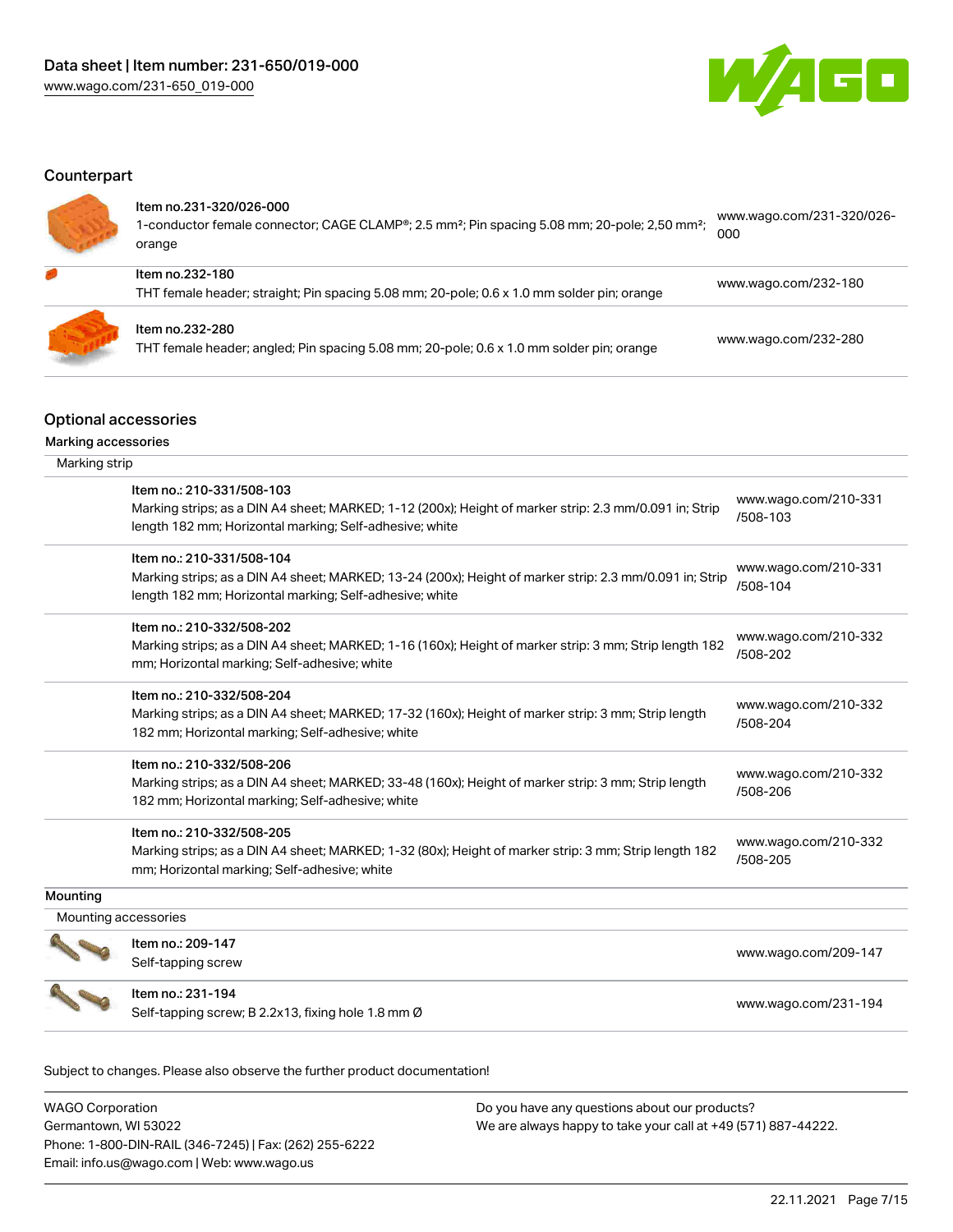## Counterpart

| Item | Link |
|---|---|
| Item no.231-320/026-000<br>1-conductor female connector; CAGE CLAMP®; 2.5 mm²; Pin spacing 5.08 mm; 20-pole; 2,50 mm²; orange | www.wago.com/231-320/026-000 |
| Item no.232-180<br>THT female header; straight; Pin spacing 5.08 mm; 20-pole; 0.6 x 1.0 mm solder pin; orange | www.wago.com/232-180 |
| Item no.232-280<br>THT female header; angled; Pin spacing 5.08 mm; 20-pole; 0.6 x 1.0 mm solder pin; orange | www.wago.com/232-280 |

## Optional accessories

### Marking accessories

#### Marking strip

| Item | Link |
|---|---|
| Item no.: 210-331/508-103<br>Marking strips; as a DIN A4 sheet; MARKED; 1-12 (200x); Height of marker strip: 2.3 mm/0.091 in; Strip length 182 mm; Horizontal marking; Self-adhesive; white | www.wago.com/210-331/508-103 |
| Item no.: 210-331/508-104<br>Marking strips; as a DIN A4 sheet; MARKED; 13-24 (200x); Height of marker strip: 2.3 mm/0.091 in; Strip length 182 mm; Horizontal marking; Self-adhesive; white | www.wago.com/210-331/508-104 |
| Item no.: 210-332/508-202<br>Marking strips; as a DIN A4 sheet; MARKED; 1-16 (160x); Height of marker strip: 3 mm; Strip length 182 mm; Horizontal marking; Self-adhesive; white | www.wago.com/210-332/508-202 |
| Item no.: 210-332/508-204<br>Marking strips; as a DIN A4 sheet; MARKED; 17-32 (160x); Height of marker strip: 3 mm; Strip length 182 mm; Horizontal marking; Self-adhesive; white | www.wago.com/210-332/508-204 |
| Item no.: 210-332/508-206<br>Marking strips; as a DIN A4 sheet; MARKED; 33-48 (160x); Height of marker strip: 3 mm; Strip length 182 mm; Horizontal marking; Self-adhesive; white | www.wago.com/210-332/508-206 |
| Item no.: 210-332/508-205<br>Marking strips; as a DIN A4 sheet; MARKED; 1-32 (80x); Height of marker strip: 3 mm; Strip length 182 mm; Horizontal marking; Self-adhesive; white | www.wago.com/210-332/508-205 |

### Mounting

#### Mounting accessories

| Item | Link |
|---|---|
| Item no.: 209-147<br>Self-tapping screw | www.wago.com/209-147 |
| Item no.: 231-194<br>Self-tapping screw; B 2.2x13, fixing hole 1.8 mm Ø | www.wago.com/231-194 |

Subject to changes. Please also observe the further product documentation!

WAGO Corporation
Germantown, WI 53022
Phone: 1-800-DIN-RAIL (346-7245) | Fax: (262) 255-6222
Email: info.us@wago.com | Web: www.wago.us

Do you have any questions about our products?
We are always happy to take your call at +49 (571) 887-44222.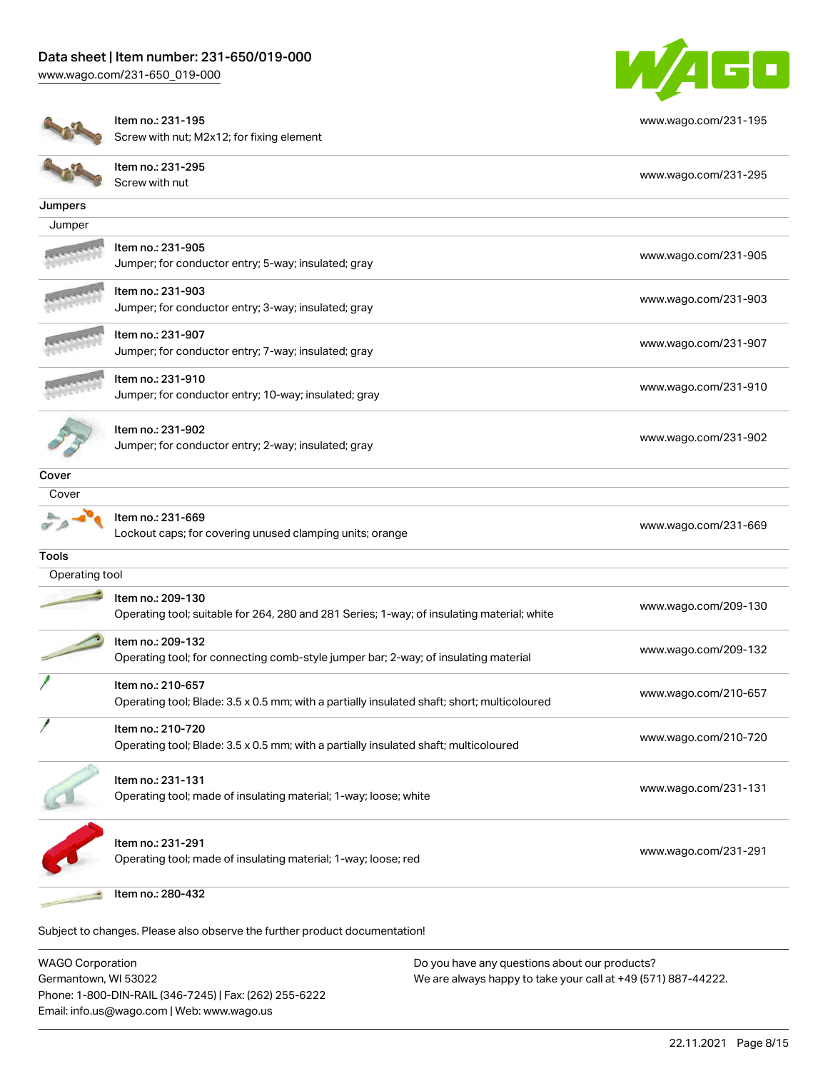| | |
|---|---|
| Item no.: 231-195<br>Screw with nut; M2x12; for fixing element | www.wago.com/231-195 |
| Item no.: 231-295<br>Screw with nut | www.wago.com/231-295 |

**Jumpers**

Jumper

| | |
|---|---|
| Item no.: 231-905<br>Jumper; for conductor entry; 5-way; insulated; gray | www.wago.com/231-905 |
| Item no.: 231-903<br>Jumper; for conductor entry; 3-way; insulated; gray | www.wago.com/231-903 |
| Item no.: 231-907<br>Jumper; for conductor entry; 7-way; insulated; gray | www.wago.com/231-907 |
| Item no.: 231-910<br>Jumper; for conductor entry; 10-way; insulated; gray | www.wago.com/231-910 |
| Item no.: 231-902<br>Jumper; for conductor entry; 2-way; insulated; gray | www.wago.com/231-902 |

**Cover**

Cover

| | |
|---|---|
| Item no.: 231-669<br>Lockout caps; for covering unused clamping units; orange | www.wago.com/231-669 |

**Tools**

Operating tool

| | |
|---|---|
| Item no.: 209-130<br>Operating tool; suitable for 264, 280 and 281 Series; 1-way; of insulating material; white | www.wago.com/209-130 |
| Item no.: 209-132<br>Operating tool; for connecting comb-style jumper bar; 2-way; of insulating material | www.wago.com/209-132 |
| Item no.: 210-657<br>Operating tool; Blade: 3.5 x 0.5 mm; with a partially insulated shaft; short; multicoloured | www.wago.com/210-657 |
| Item no.: 210-720<br>Operating tool; Blade: 3.5 x 0.5 mm; with a partially insulated shaft; multicoloured | www.wago.com/210-720 |
| Item no.: 231-131<br>Operating tool; made of insulating material; 1-way; loose; white | www.wago.com/231-131 |
| Item no.: 231-291<br>Operating tool; made of insulating material; 1-way; loose; red | www.wago.com/231-291 |
| Item no.: 280-432 | |

Subject to changes. Please also observe the further product documentation!

WAGO Corporation
Germantown, WI 53022
Phone: 1-800-DIN-RAIL (346-7245) | Fax: (262) 255-6222
Email: info.us@wago.com | Web: www.wago.us

Do you have any questions about our products?
We are always happy to take your call at +49 (571) 887-44222.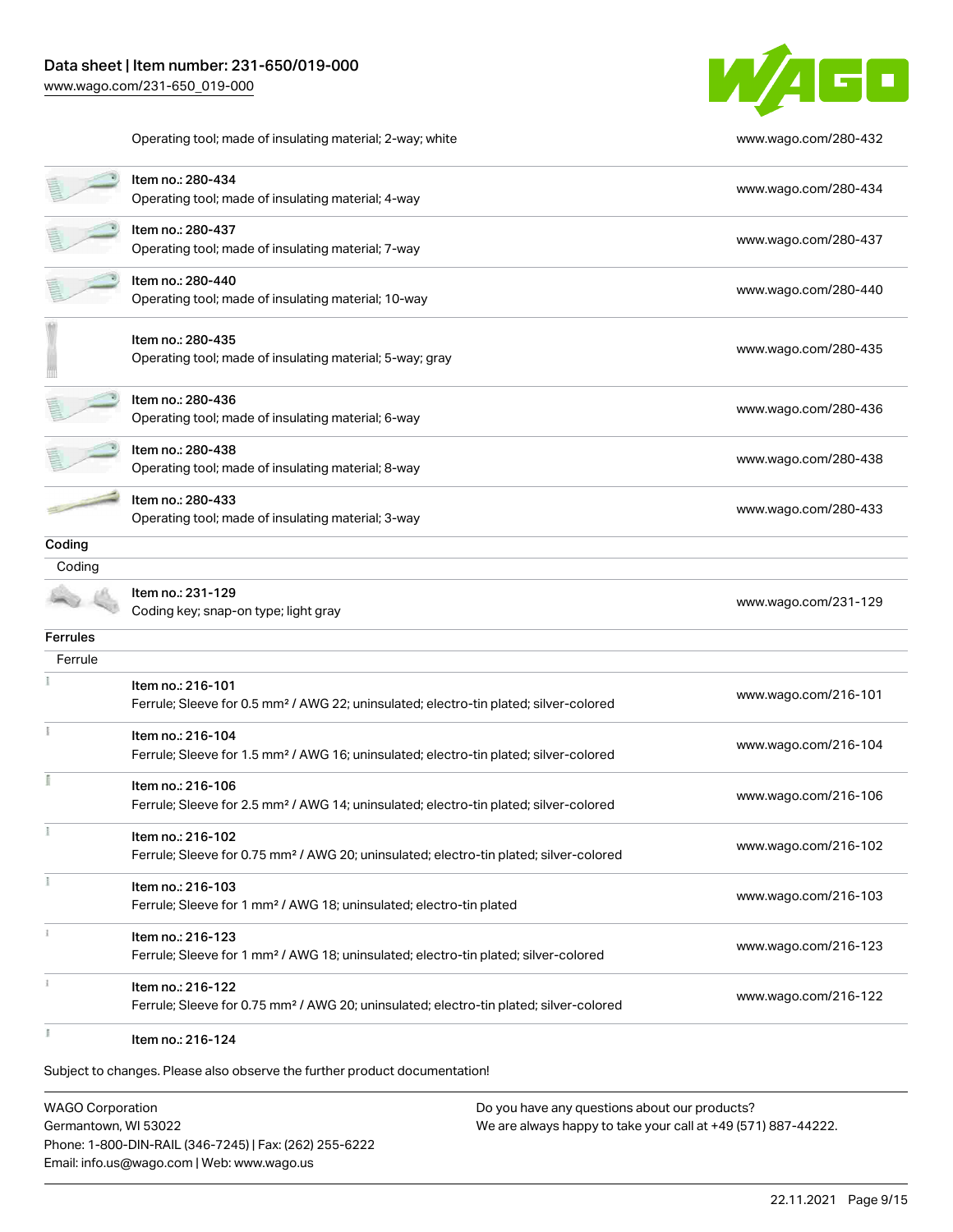| | | |
|---|---|---|
| | Operating tool; made of insulating material; 2-way; white | www.wago.com/280-432 |
| | Item no.: 280-434<br>Operating tool; made of insulating material; 4-way | www.wago.com/280-434 |
| | Item no.: 280-437<br>Operating tool; made of insulating material; 7-way | www.wago.com/280-437 |
| | Item no.: 280-440<br>Operating tool; made of insulating material; 10-way | www.wago.com/280-440 |
| | Item no.: 280-435<br>Operating tool; made of insulating material; 5-way; gray | www.wago.com/280-435 |
| | Item no.: 280-436<br>Operating tool; made of insulating material; 6-way | www.wago.com/280-436 |
| | Item no.: 280-438<br>Operating tool; made of insulating material; 8-way | www.wago.com/280-438 |
| | Item no.: 280-433<br>Operating tool; made of insulating material; 3-way | www.wago.com/280-433 |

**Coding**

Coding

| | | |
|---|---|---|
| | Item no.: 231-129<br>Coding key; snap-on type; light gray | www.wago.com/231-129 |

**Ferrules**

Ferrule

| | | |
|---|---|---|
| | Item no.: 216-101<br>Ferrule; Sleeve for 0.5 mm² / AWG 22; uninsulated; electro-tin plated; silver-colored | www.wago.com/216-101 |
| | Item no.: 216-104<br>Ferrule; Sleeve for 1.5 mm² / AWG 16; uninsulated; electro-tin plated; silver-colored | www.wago.com/216-104 |
| | Item no.: 216-106<br>Ferrule; Sleeve for 2.5 mm² / AWG 14; uninsulated; electro-tin plated; silver-colored | www.wago.com/216-106 |
| | Item no.: 216-102<br>Ferrule; Sleeve for 0.75 mm² / AWG 20; uninsulated; electro-tin plated; silver-colored | www.wago.com/216-102 |
| | Item no.: 216-103<br>Ferrule; Sleeve for 1 mm² / AWG 18; uninsulated; electro-tin plated | www.wago.com/216-103 |
| | Item no.: 216-123<br>Ferrule; Sleeve for 1 mm² / AWG 18; uninsulated; electro-tin plated; silver-colored | www.wago.com/216-123 |
| | Item no.: 216-122<br>Ferrule; Sleeve for 0.75 mm² / AWG 20; uninsulated; electro-tin plated; silver-colored | www.wago.com/216-122 |
| | Item no.: 216-124 | |

Subject to changes. Please also observe the further product documentation!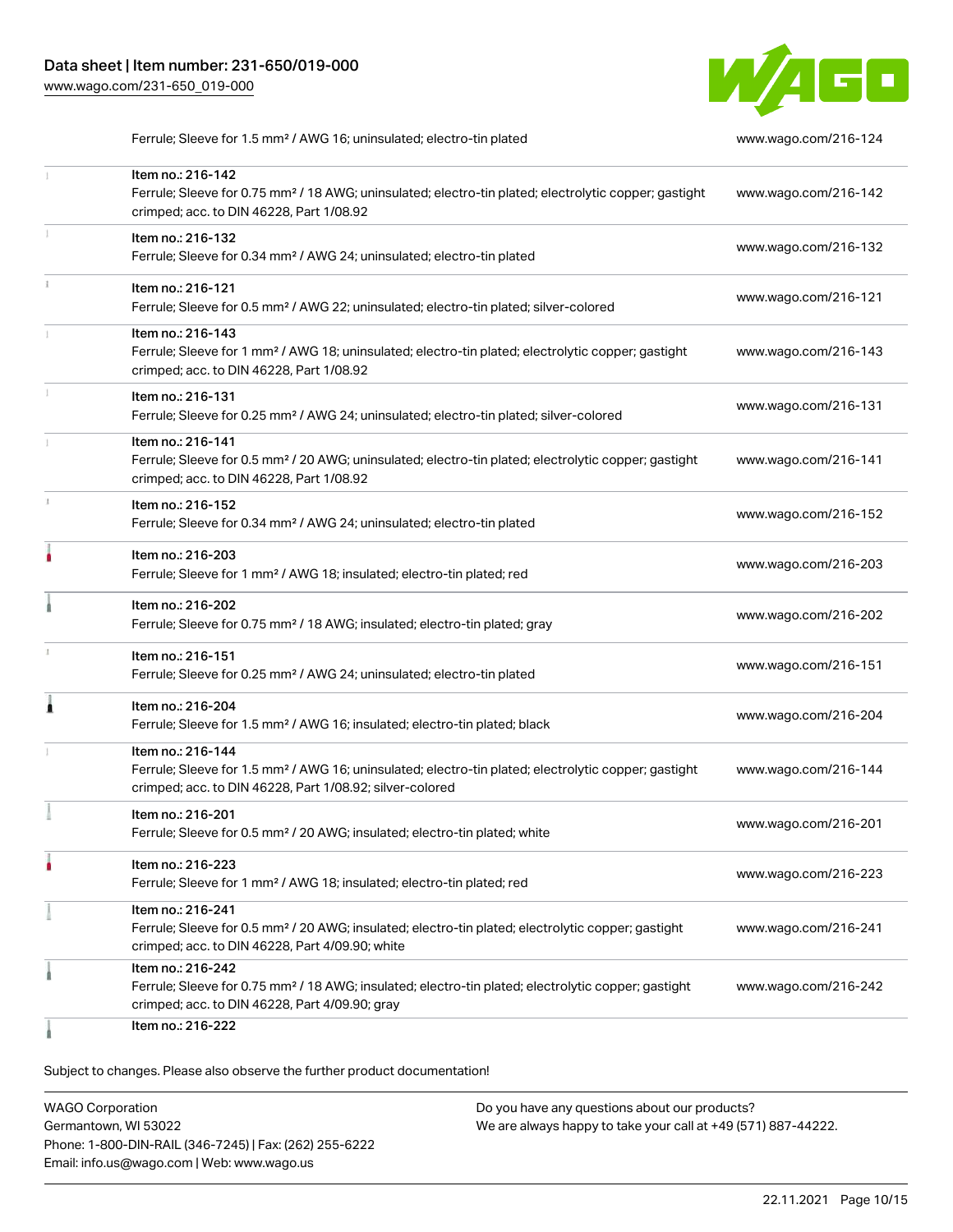| Description | Link |
| --- | --- |
| Ferrule; Sleeve for 1.5 mm² / AWG 16; uninsulated; electro-tin plated | www.wago.com/216-124 |
| Item no.: 216-142<br>Ferrule; Sleeve for 0.75 mm² / 18 AWG; uninsulated; electro-tin plated; electrolytic copper; gastight crimped; acc. to DIN 46228, Part 1/08.92 | www.wago.com/216-142 |
| Item no.: 216-132<br>Ferrule; Sleeve for 0.34 mm² / AWG 24; uninsulated; electro-tin plated | www.wago.com/216-132 |
| Item no.: 216-121<br>Ferrule; Sleeve for 0.5 mm² / AWG 22; uninsulated; electro-tin plated; silver-colored | www.wago.com/216-121 |
| Item no.: 216-143<br>Ferrule; Sleeve for 1 mm² / AWG 18; uninsulated; electro-tin plated; electrolytic copper; gastight crimped; acc. to DIN 46228, Part 1/08.92 | www.wago.com/216-143 |
| Item no.: 216-131<br>Ferrule; Sleeve for 0.25 mm² / AWG 24; uninsulated; electro-tin plated; silver-colored | www.wago.com/216-131 |
| Item no.: 216-141<br>Ferrule; Sleeve for 0.5 mm² / 20 AWG; uninsulated; electro-tin plated; electrolytic copper; gastight crimped; acc. to DIN 46228, Part 1/08.92 | www.wago.com/216-141 |
| Item no.: 216-152<br>Ferrule; Sleeve for 0.34 mm² / AWG 24; uninsulated; electro-tin plated | www.wago.com/216-152 |
| Item no.: 216-203<br>Ferrule; Sleeve for 1 mm² / AWG 18; insulated; electro-tin plated; red | www.wago.com/216-203 |
| Item no.: 216-202<br>Ferrule; Sleeve for 0.75 mm² / 18 AWG; insulated; electro-tin plated; gray | www.wago.com/216-202 |
| Item no.: 216-151<br>Ferrule; Sleeve for 0.25 mm² / AWG 24; uninsulated; electro-tin plated | www.wago.com/216-151 |
| Item no.: 216-204<br>Ferrule; Sleeve for 1.5 mm² / AWG 16; insulated; electro-tin plated; black | www.wago.com/216-204 |
| Item no.: 216-144<br>Ferrule; Sleeve for 1.5 mm² / AWG 16; uninsulated; electro-tin plated; electrolytic copper; gastight crimped; acc. to DIN 46228, Part 1/08.92; silver-colored | www.wago.com/216-144 |
| Item no.: 216-201<br>Ferrule; Sleeve for 0.5 mm² / 20 AWG; insulated; electro-tin plated; white | www.wago.com/216-201 |
| Item no.: 216-223<br>Ferrule; Sleeve for 1 mm² / AWG 18; insulated; electro-tin plated; red | www.wago.com/216-223 |
| Item no.: 216-241<br>Ferrule; Sleeve for 0.5 mm² / 20 AWG; insulated; electro-tin plated; electrolytic copper; gastight crimped; acc. to DIN 46228, Part 4/09.90; white | www.wago.com/216-241 |
| Item no.: 216-242<br>Ferrule; Sleeve for 0.75 mm² / 18 AWG; insulated; electro-tin plated; electrolytic copper; gastight crimped; acc. to DIN 46228, Part 4/09.90; gray | www.wago.com/216-242 |
| Item no.: 216-222 | |

Subject to changes. Please also observe the further product documentation!

WAGO Corporation
Germantown, WI 53022
Phone: 1-800-DIN-RAIL (346-7245) | Fax: (262) 255-6222
Email: info.us@wago.com | Web: www.wago.us

Do you have any questions about our products?
We are always happy to take your call at +49 (571) 887-44222.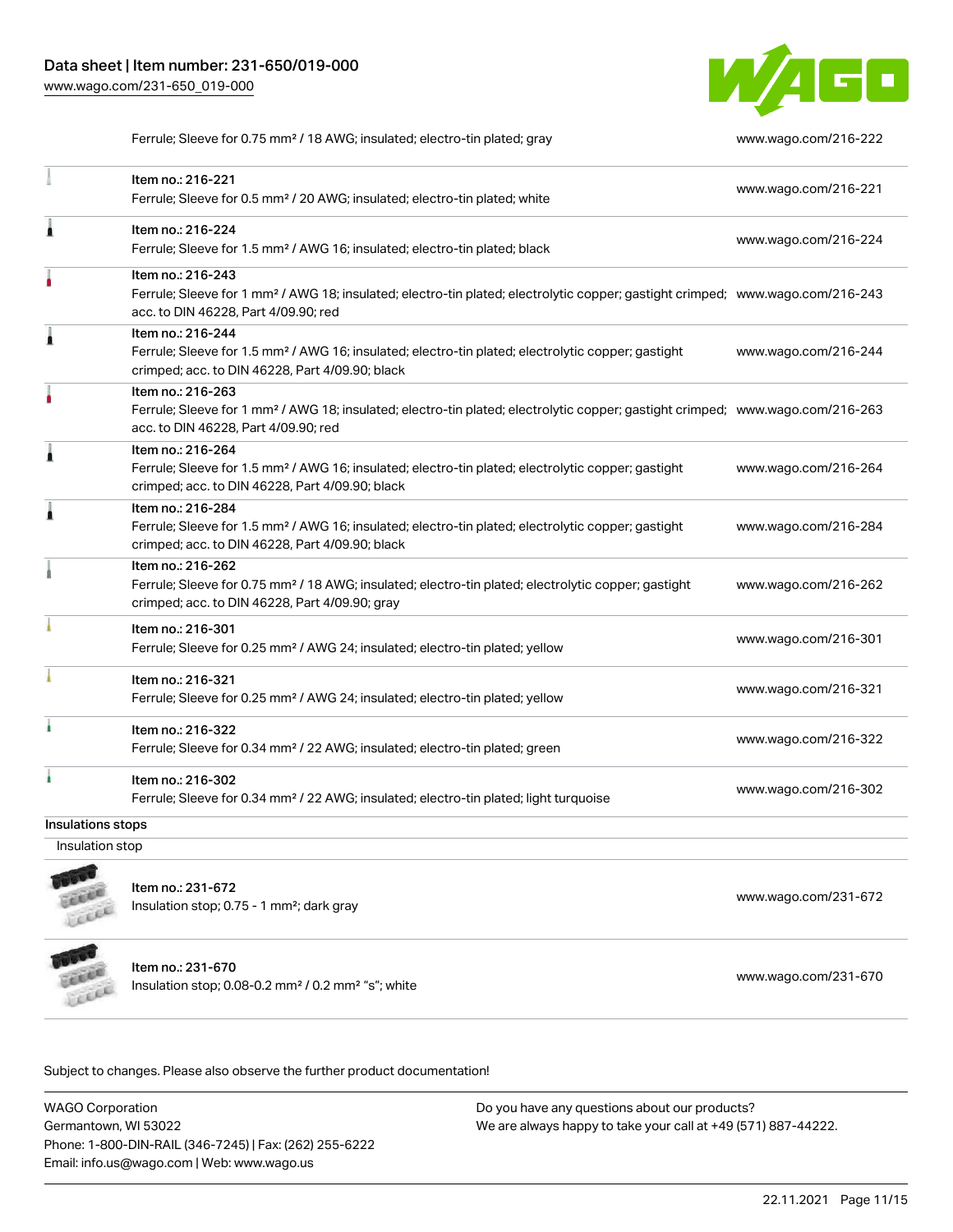| | | |
|---|---|---|
| | Ferrule; Sleeve for 0.75 mm² / 18 AWG; insulated; electro-tin plated; gray | www.wago.com/216-222 |
| | Item no.: 216-221<br>Ferrule; Sleeve for 0.5 mm² / 20 AWG; insulated; electro-tin plated; white | www.wago.com/216-221 |
| | Item no.: 216-224<br>Ferrule; Sleeve for 1.5 mm² / AWG 16; insulated; electro-tin plated; black | www.wago.com/216-224 |
| | Item no.: 216-243<br>Ferrule; Sleeve for 1 mm² / AWG 18; insulated; electro-tin plated; electrolytic copper; gastight crimped; acc. to DIN 46228, Part 4/09.90; red | www.wago.com/216-243 |
| | Item no.: 216-244<br>Ferrule; Sleeve for 1.5 mm² / AWG 16; insulated; electro-tin plated; electrolytic copper; gastight crimped; acc. to DIN 46228, Part 4/09.90; black | www.wago.com/216-244 |
| | Item no.: 216-263<br>Ferrule; Sleeve for 1 mm² / AWG 18; insulated; electro-tin plated; electrolytic copper; gastight crimped; acc. to DIN 46228, Part 4/09.90; red | www.wago.com/216-263 |
| | Item no.: 216-264<br>Ferrule; Sleeve for 1.5 mm² / AWG 16; insulated; electro-tin plated; electrolytic copper; gastight crimped; acc. to DIN 46228, Part 4/09.90; black | www.wago.com/216-264 |
| | Item no.: 216-284<br>Ferrule; Sleeve for 1.5 mm² / AWG 16; insulated; electro-tin plated; electrolytic copper; gastight crimped; acc. to DIN 46228, Part 4/09.90; black | www.wago.com/216-284 |
| | Item no.: 216-262<br>Ferrule; Sleeve for 0.75 mm² / 18 AWG; insulated; electro-tin plated; electrolytic copper; gastight crimped; acc. to DIN 46228, Part 4/09.90; gray | www.wago.com/216-262 |
| | Item no.: 216-301<br>Ferrule; Sleeve for 0.25 mm² / AWG 24; insulated; electro-tin plated; yellow | www.wago.com/216-301 |
| | Item no.: 216-321<br>Ferrule; Sleeve for 0.25 mm² / AWG 24; insulated; electro-tin plated; yellow | www.wago.com/216-321 |
| | Item no.: 216-322<br>Ferrule; Sleeve for 0.34 mm² / 22 AWG; insulated; electro-tin plated; green | www.wago.com/216-322 |
| | Item no.: 216-302<br>Ferrule; Sleeve for 0.34 mm² / 22 AWG; insulated; electro-tin plated; light turquoise | www.wago.com/216-302 |

**Insulations stops**

Insulation stop

| | | |
|---|---|---|
| | Item no.: 231-672<br>Insulation stop; 0.75 - 1 mm²; dark gray | www.wago.com/231-672 |
| | Item no.: 231-670<br>Insulation stop; 0.08-0.2 mm² / 0.2 mm² "s"; white | www.wago.com/231-670 |

Subject to changes. Please also observe the further product documentation!

WAGO Corporation
Germantown, WI 53022
Phone: 1-800-DIN-RAIL (346-7245) | Fax: (262) 255-6222
Email: info.us@wago.com | Web: www.wago.us

Do you have any questions about our products?
We are always happy to take your call at +49 (571) 887-44222.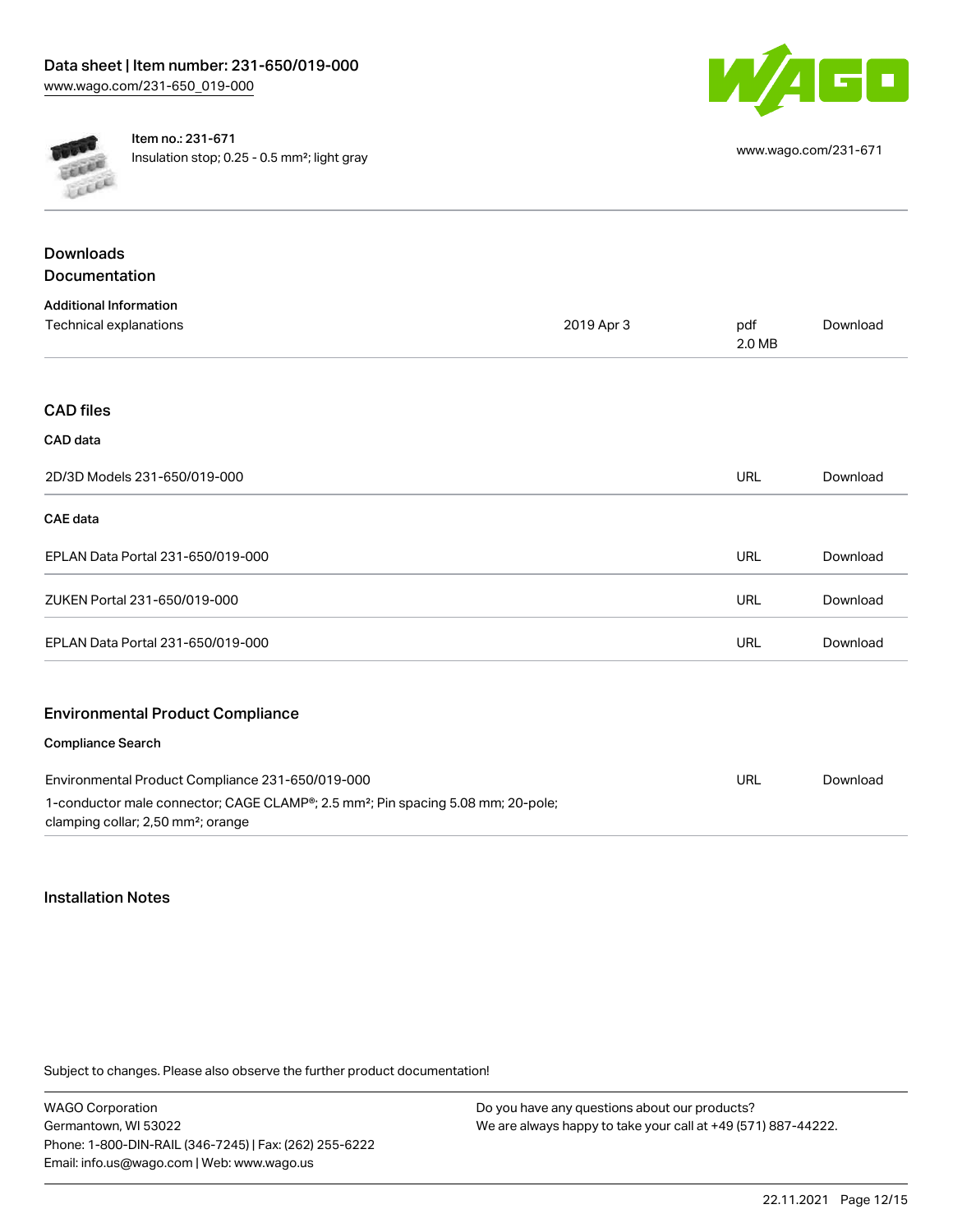Item no.: 231-671

Insulation stop; 0.25 - 0.5 mm²; light gray

www.wago.com/231-671

## Downloads

## Documentation

### Additional Information

| Technical explanations | 2019 Apr 3 | pdf 2.0 MB | Download |
|---|---|---|---|

## CAD files

### CAD data

| 2D/3D Models 231-650/019-000 | URL | Download |
|---|---|---|

### CAE data

| EPLAN Data Portal 231-650/019-000 | URL | Download |
|---|---|---|
| ZUKEN Portal 231-650/019-000 | URL | Download |
| EPLAN Data Portal 231-650/019-000 | URL | Download |

## Environmental Product Compliance

### Compliance Search

| Environmental Product Compliance 231-650/019-000<br>1-conductor male connector; CAGE CLAMP®; 2.5 mm²; Pin spacing 5.08 mm; 20-pole; clamping collar; 2,50 mm²; orange | URL | Download |
|---|---|---|

## Installation Notes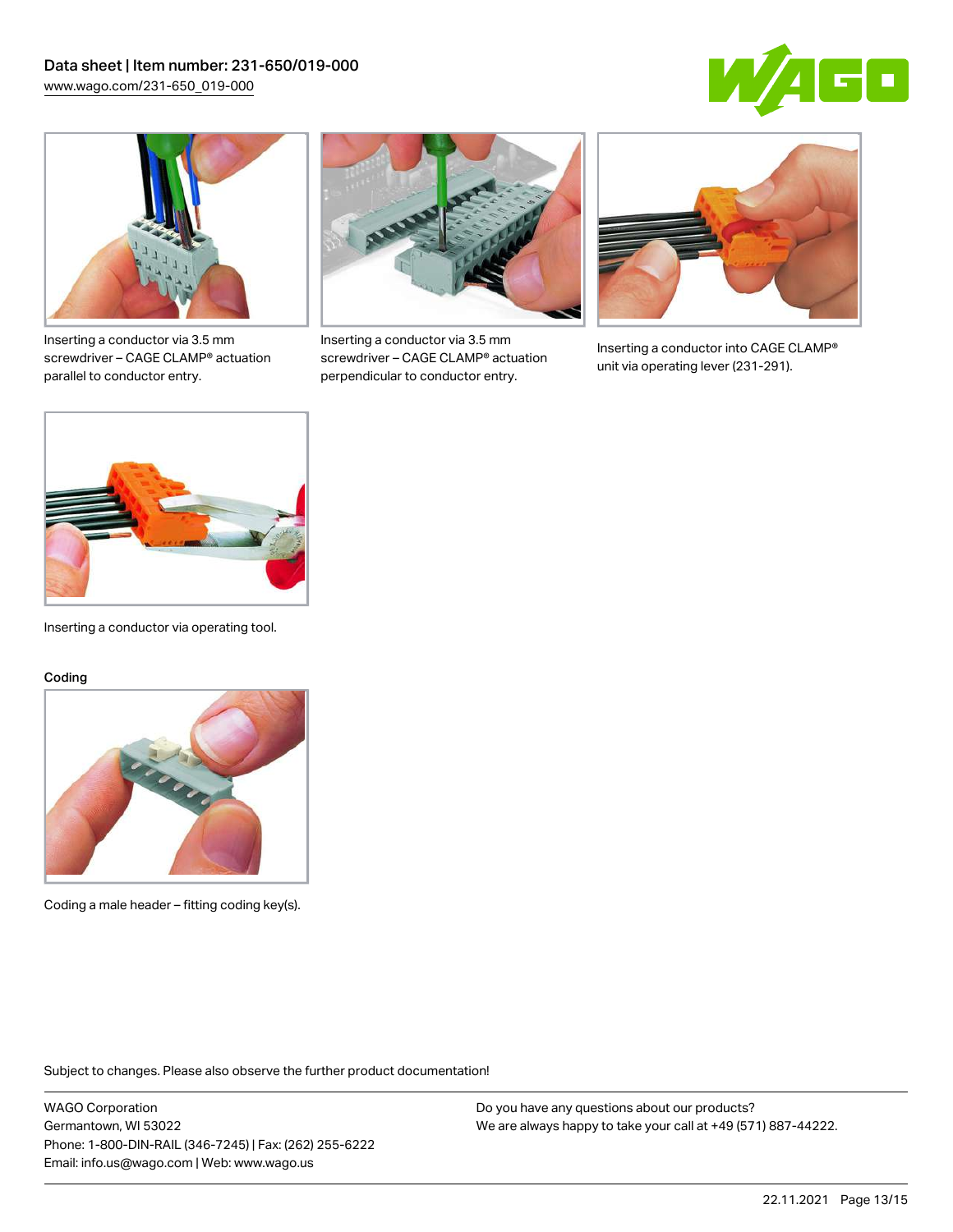Inserting a conductor via 3.5 mm screwdriver – CAGE CLAMP® actuation parallel to conductor entry.

Inserting a conductor via 3.5 mm screwdriver – CAGE CLAMP® actuation perpendicular to conductor entry.

Inserting a conductor into CAGE CLAMP® unit via operating lever (231-291).

Inserting a conductor via operating tool.

### Coding

Coding a male header – fitting coding key(s).

Subject to changes. Please also observe the further product documentation!

WAGO Corporation
Germantown, WI 53022
Phone: 1-800-DIN-RAIL (346-7245) | Fax: (262) 255-6222
Email: info.us@wago.com | Web: www.wago.us

Do you have any questions about our products?
We are always happy to take your call at +49 (571) 887-44222.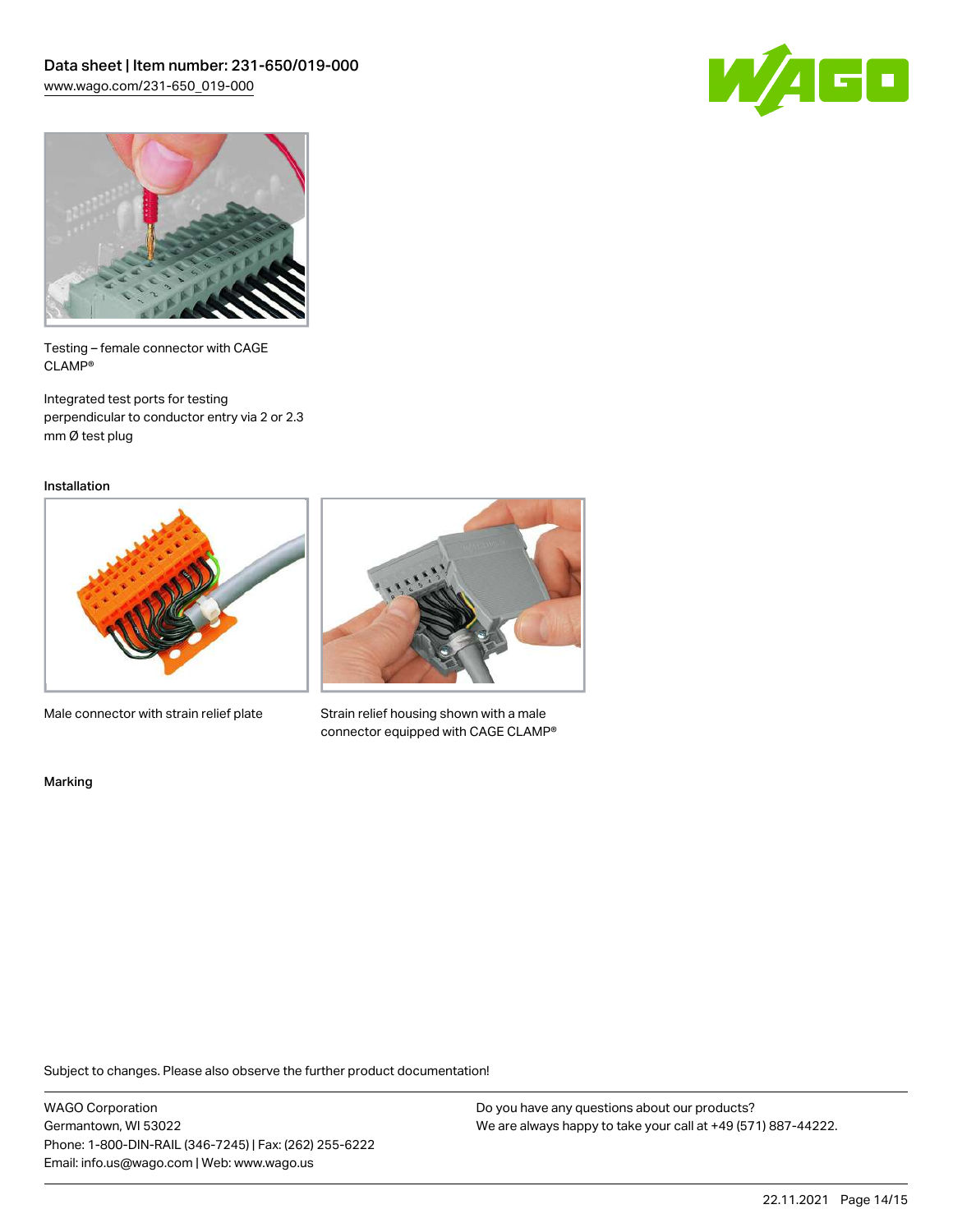Testing – female connector with CAGE CLAMP®

Integrated test ports for testing perpendicular to conductor entry via 2 or 2.3 mm Ø test plug

## Installation

Male connector with strain relief plate

Strain relief housing shown with a male connector equipped with CAGE CLAMP®

## Marking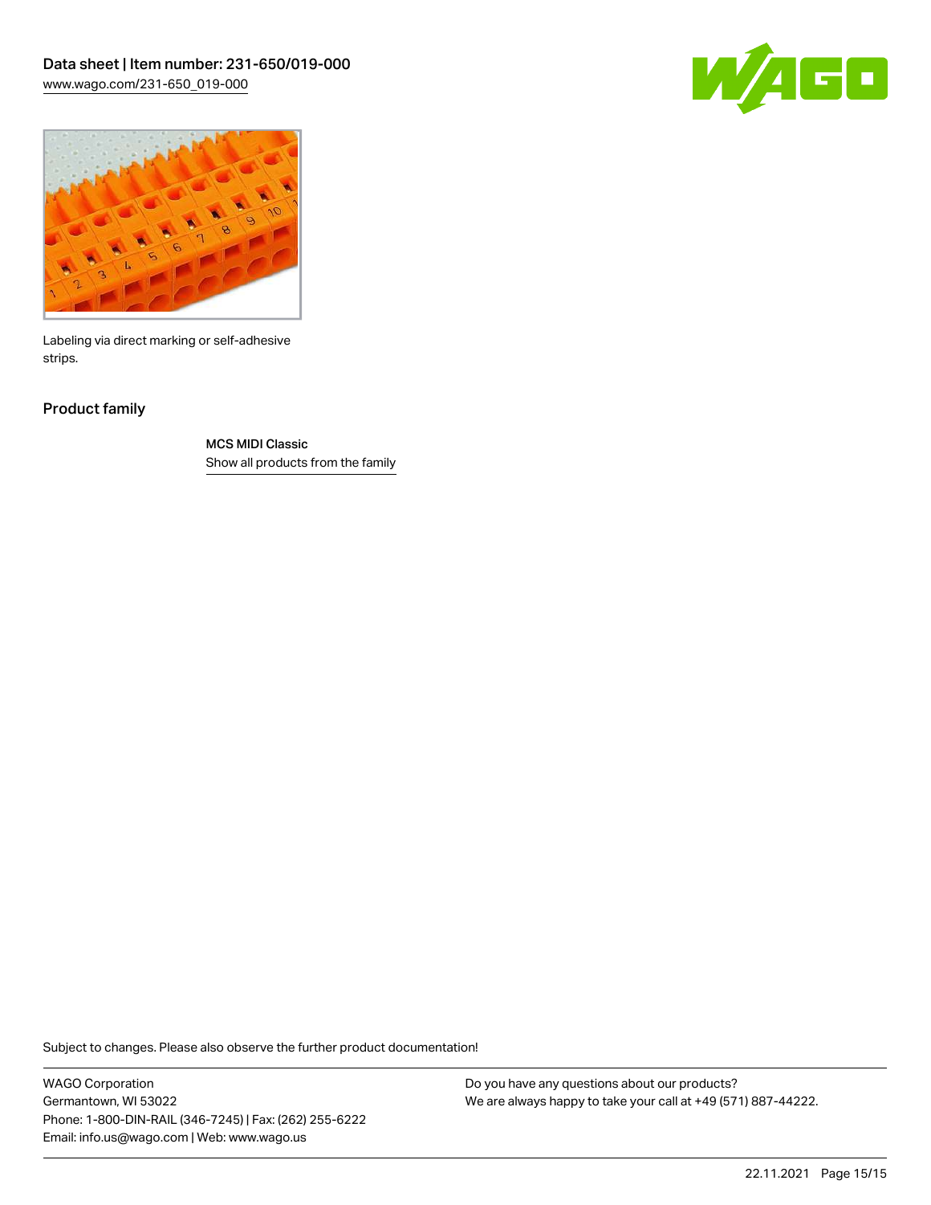Labeling via direct marking or self-adhesive strips.

## Product family

**MCS MIDI Classic**
Show all products from the family

Subject to changes. Please also observe the further product documentation!

WAGO Corporation
Germantown, WI 53022
Phone: 1-800-DIN-RAIL (346-7245) | Fax: (262) 255-6222
Email: info.us@wago.com | Web: www.wago.us

Do you have any questions about our products?
We are always happy to take your call at +49 (571) 887-44222.